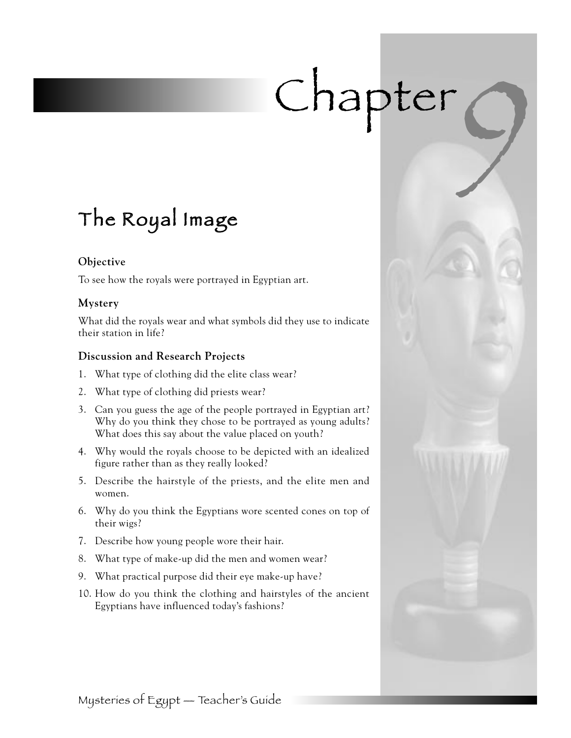# Chapter 9

## The Royal Image

### Objective

To see how the royals were portrayed in Egyptian art.

### Mystery

What did the royals wear and what symbols did they use to indicate their station in life?

### Discussion and Research Projects

1. What type of clothing did the elite class wear?
2. What type of clothing did priests wear?
3. Can you guess the age of the people portrayed in Egyptian art? Why do you think they chose to be portrayed as young adults? What does this say about the value placed on youth?
4. Why would the royals choose to be depicted with an idealized figure rather than as they really looked?
5. Describe the hairstyle of the priests, and the elite men and women.
6. Why do you think the Egyptians wore scented cones on top of their wigs?
7. Describe how young people wore their hair.
8. What type of make-up did the men and women wear?
9. What practical purpose did their eye make-up have?
10. How do you think the clothing and hairstyles of the ancient Egyptians have influenced today's fashions?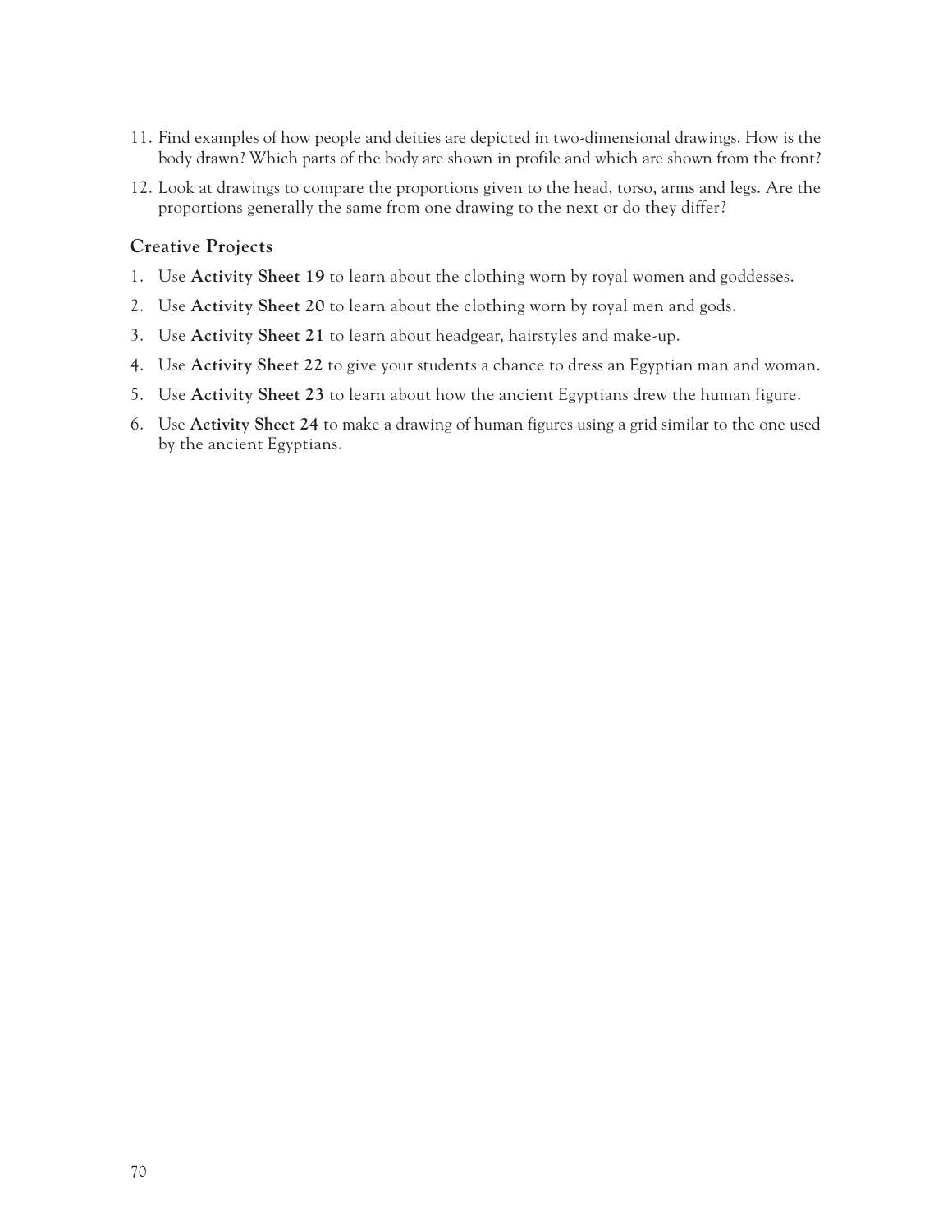11. Find examples of how people and deities are depicted in two-dimensional drawings. How is the body drawn? Which parts of the body are shown in profile and which are shown from the front?

12. Look at drawings to compare the proportions given to the head, torso, arms and legs. Are the proportions generally the same from one drawing to the next or do they differ?

### Creative Projects

1. Use **Activity Sheet 19** to learn about the clothing worn by royal women and goddesses.
2. Use **Activity Sheet 20** to learn about the clothing worn by royal men and gods.
3. Use **Activity Sheet 21** to learn about headgear, hairstyles and make-up.
4. Use **Activity Sheet 22** to give your students a chance to dress an Egyptian man and woman.
5. Use **Activity Sheet 23** to learn about how the ancient Egyptians drew the human figure.
6. Use **Activity Sheet 24** to make a drawing of human figures using a grid similar to the one used by the ancient Egyptians.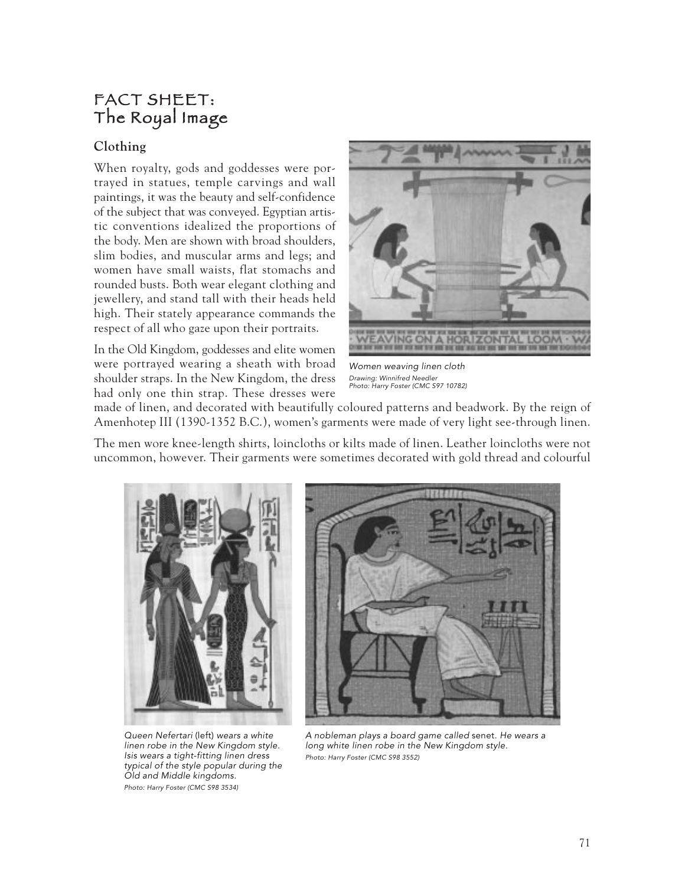# FACT SHEET: The Royal Image

## Clothing

When royalty, gods and goddesses were portrayed in statues, temple carvings and wall paintings, it was the beauty and self-confidence of the subject that was conveyed. Egyptian artistic conventions idealized the proportions of the body. Men are shown with broad shoulders, slim bodies, and muscular arms and legs; and women have small waists, flat stomachs and rounded busts. Both wear elegant clothing and jewellery, and stand tall with their heads held high. Their stately appearance commands the respect of all who gaze upon their portraits.

*Women weaving linen cloth*
*Drawing: Winnifred Needler*
*Photo: Harry Foster (CMC S97 10782)*

In the Old Kingdom, goddesses and elite women were portrayed wearing a sheath with broad shoulder straps. In the New Kingdom, the dress had only one thin strap. These dresses were made of linen, and decorated with beautifully coloured patterns and beadwork. By the reign of Amenhotep III (1390-1352 B.C.), women's garments were made of very light see-through linen.

The men wore knee-length shirts, loincloths or kilts made of linen. Leather loincloths were not uncommon, however. Their garments were sometimes decorated with gold thread and colourful

*Queen Nefertari* (left) *wears a white linen robe in the New Kingdom style. Isis wears a tight-fitting linen dress typical of the style popular during the Old and Middle kingdoms.*
*Photo: Harry Foster (CMC S98 3534)*

*A nobleman plays a board game called* senet. *He wears a long white linen robe in the New Kingdom style.*
*Photo: Harry Foster (CMC S98 3552)*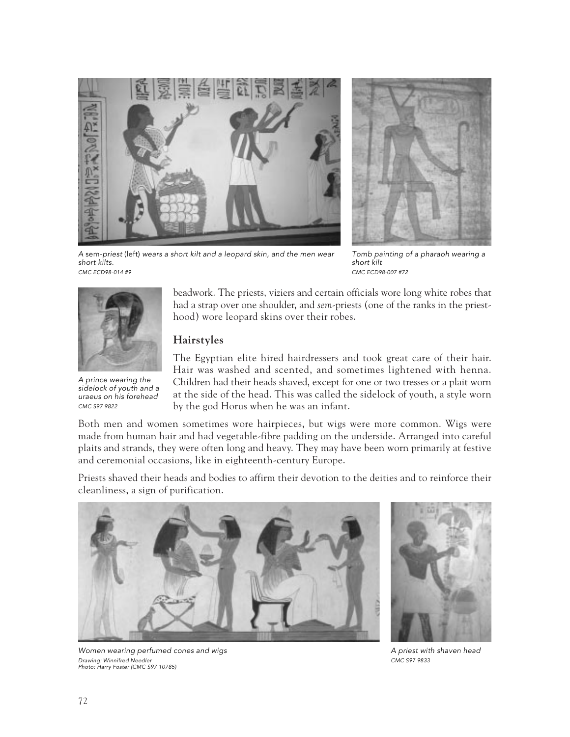*A* sem-*priest* (left) *wears a short kilt and a leopard skin, and the men wear short kilts.*
*CMC ECD98-014 #9*

*Tomb painting of a pharaoh wearing a short kilt*
*CMC ECD98-007 #72*

*A prince wearing the sidelock of youth and a uraeus on his forehead*
*CMC S97 9822*

beadwork. The priests, viziers and certain officials wore long white robes that had a strap over one shoulder, and *sem*-priests (one of the ranks in the priesthood) wore leopard skins over their robes.

## Hairstyles

The Egyptian elite hired hairdressers and took great care of their hair. Hair was washed and scented, and sometimes lightened with henna. Children had their heads shaved, except for one or two tresses or a plait worn at the side of the head. This was called the sidelock of youth, a style worn by the god Horus when he was an infant.

Both men and women sometimes wore hairpieces, but wigs were more common. Wigs were made from human hair and had vegetable-fibre padding on the underside. Arranged into careful plaits and strands, they were often long and heavy. They may have been worn primarily at festive and ceremonial occasions, like in eighteenth-century Europe.

Priests shaved their heads and bodies to affirm their devotion to the deities and to reinforce their cleanliness, a sign of purification.

*Women wearing perfumed cones and wigs*
*Drawing: Winnifred Needler*
*Photo: Harry Foster (CMC S97 10785)*

*A priest with shaven head*
*CMC S97 9833*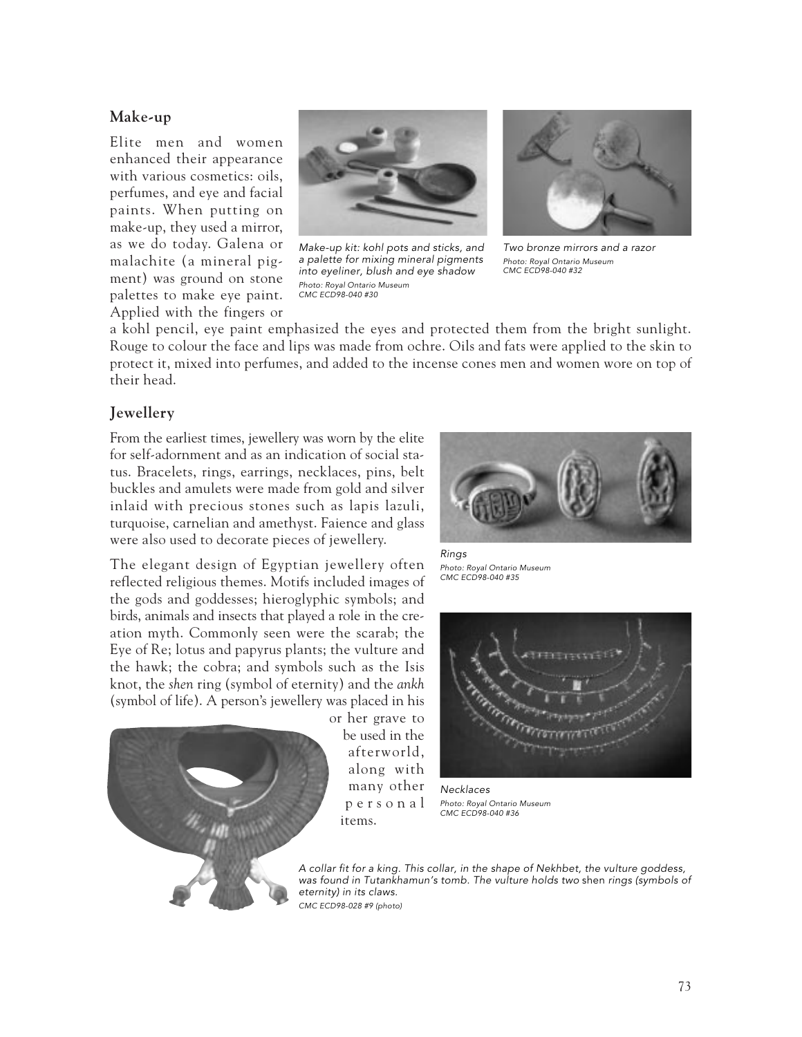## Make-up

Elite men and women enhanced their appearance with various cosmetics: oils, perfumes, and eye and facial paints. When putting on make-up, they used a mirror, as we do today. Galena or malachite (a mineral pigment) was ground on stone palettes to make eye paint. Applied with the fingers or a kohl pencil, eye paint emphasized the eyes and protected them from the bright sunlight. Rouge to colour the face and lips was made from ochre. Oils and fats were applied to the skin to protect it, mixed into perfumes, and added to the incense cones men and women wore on top of their head.

*Make-up kit: kohl pots and sticks, and a palette for mixing mineral pigments into eyeliner, blush and eye shadow*
*Photo: Royal Ontario Museum*
*CMC ECD98-040 #30*

*Two bronze mirrors and a razor*
*Photo: Royal Ontario Museum*
*CMC ECD98-040 #32*

## Jewellery

From the earliest times, jewellery was worn by the elite for self-adornment and as an indication of social status. Bracelets, rings, earrings, necklaces, pins, belt buckles and amulets were made from gold and silver inlaid with precious stones such as lapis lazuli, turquoise, carnelian and amethyst. Faience and glass were also used to decorate pieces of jewellery.

The elegant design of Egyptian jewellery often reflected religious themes. Motifs included images of the gods and goddesses; hieroglyphic symbols; and birds, animals and insects that played a role in the creation myth. Commonly seen were the scarab; the Eye of Re; lotus and papyrus plants; the vulture and the hawk; the cobra; and symbols such as the Isis knot, the *shen* ring (symbol of eternity) and the *ankh* (symbol of life). A person's jewellery was placed in his or her grave to be used in the afterworld, along with many other personal items.

*Rings*
*Photo: Royal Ontario Museum*
*CMC ECD98-040 #35*

*Necklaces*
*Photo: Royal Ontario Museum*
*CMC ECD98-040 #36*

*A collar fit for a king. This collar, in the shape of Nekhbet, the vulture goddess, was found in Tutankhamun's tomb. The vulture holds two* shen *rings (symbols of eternity) in its claws.*
*CMC ECD98-028 #9 (photo)*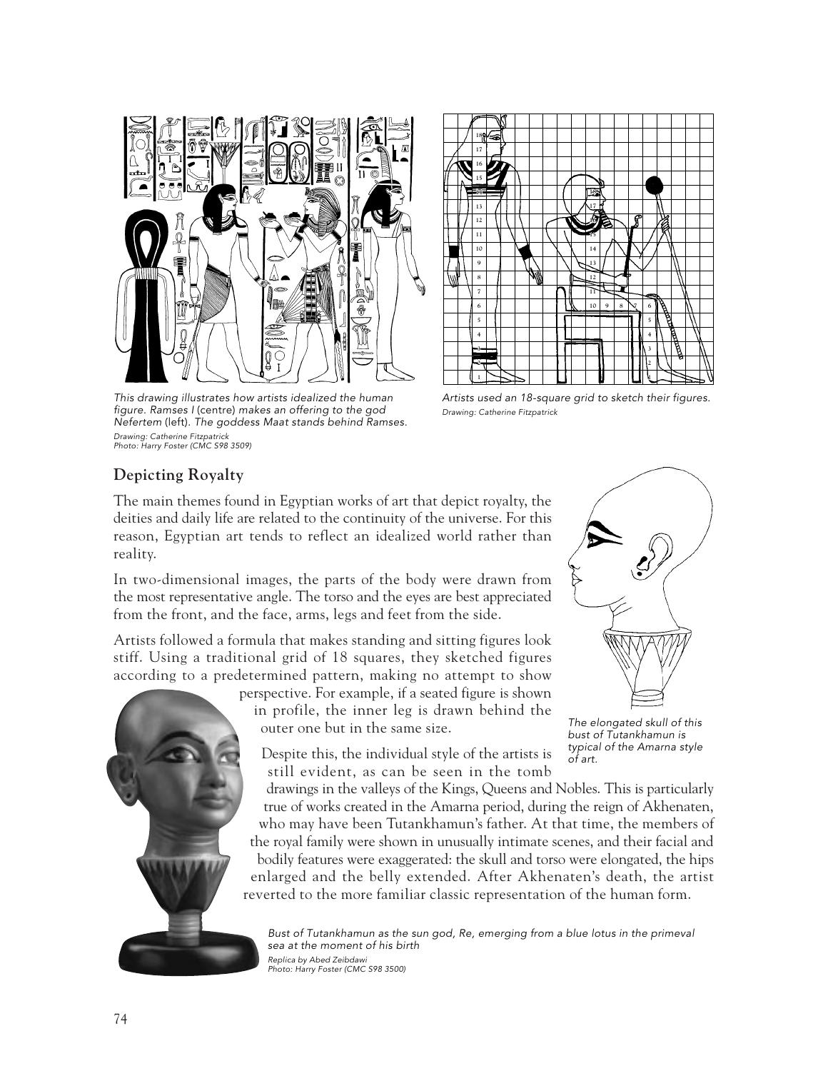This drawing illustrates how artists idealized the human figure. Ramses I (centre) makes an offering to the god Nefertem (left). The goddess Maat stands behind Ramses.
Drawing: Catherine Fitzpatrick
Photo: Harry Foster (CMC S98 3509)

Artists used an 18-square grid to sketch their figures.
Drawing: Catherine Fitzpatrick

## Depicting Royalty

The main themes found in Egyptian works of art that depict royalty, the deities and daily life are related to the continuity of the universe. For this reason, Egyptian art tends to reflect an idealized world rather than reality.

In two-dimensional images, the parts of the body were drawn from the most representative angle. The torso and the eyes are best appreciated from the front, and the face, arms, legs and feet from the side.

Artists followed a formula that makes standing and sitting figures look stiff. Using a traditional grid of 18 squares, they sketched figures according to a predetermined pattern, making no attempt to show perspective. For example, if a seated figure is shown in profile, the inner leg is drawn behind the outer one but in the same size.

Despite this, the individual style of the artists is still evident, as can be seen in the tomb drawings in the valleys of the Kings, Queens and Nobles. This is particularly true of works created in the Amarna period, during the reign of Akhenaten, who may have been Tutankhamun's father. At that time, the members of the royal family were shown in unusually intimate scenes, and their facial and bodily features were exaggerated: the skull and torso were elongated, the hips enlarged and the belly extended. After Akhenaten's death, the artist reverted to the more familiar classic representation of the human form.

*The elongated skull of this bust of Tutankhamun is typical of the Amarna style of art.*

*Bust of Tutankhamun as the sun god, Re, emerging from a blue lotus in the primeval sea at the moment of his birth*
*Replica by Abed Zeibdawi*
*Photo: Harry Foster (CMC S98 3500)*